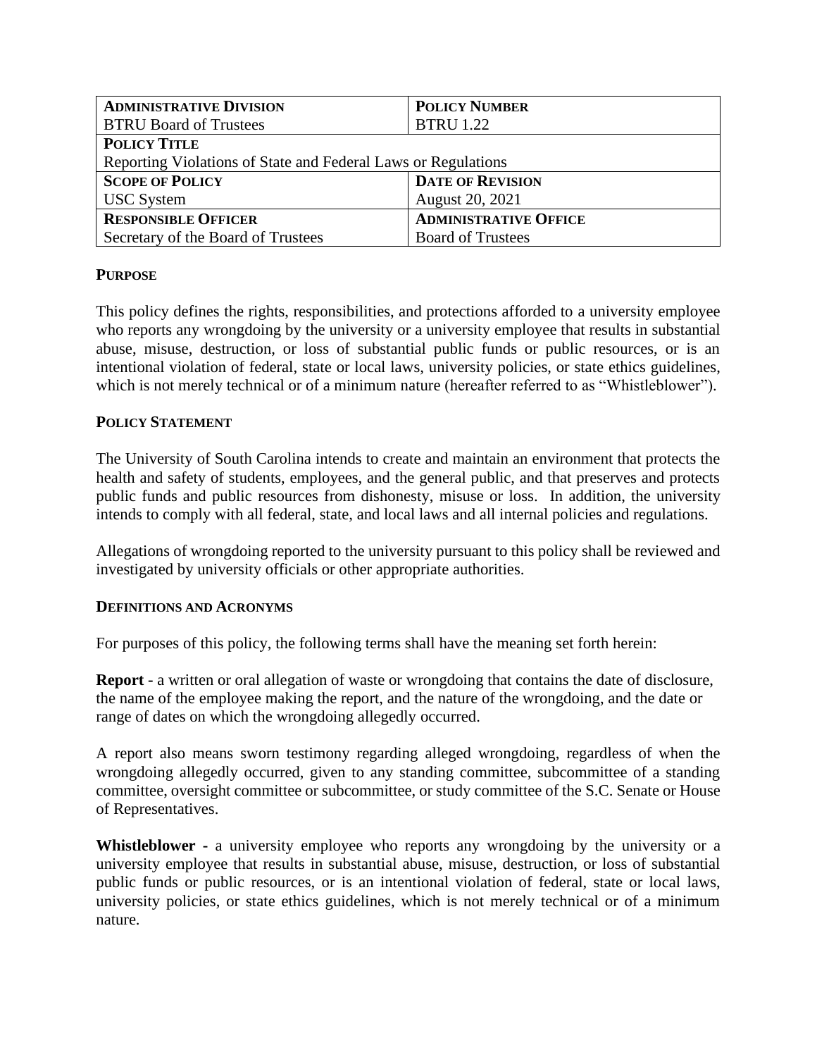| **Administrative Division** | **Policy Number** |
| --- | --- |
| BTRU Board of Trustees | BTRU 1.22 |
| **Policy Title** | |
| Reporting Violations of State and Federal Laws or Regulations | |
| **Scope of Policy** | **Date of Revision** |
| USC System | August 20, 2021 |
| **Responsible Officer** | **Administrative Office** |
| Secretary of the Board of Trustees | Board of Trustees |

## Purpose

This policy defines the rights, responsibilities, and protections afforded to a university employee who reports any wrongdoing by the university or a university employee that results in substantial abuse, misuse, destruction, or loss of substantial public funds or public resources, or is an intentional violation of federal, state or local laws, university policies, or state ethics guidelines, which is not merely technical or of a minimum nature (hereafter referred to as "Whistleblower").

## Policy Statement

The University of South Carolina intends to create and maintain an environment that protects the health and safety of students, employees, and the general public, and that preserves and protects public funds and public resources from dishonesty, misuse or loss. In addition, the university intends to comply with all federal, state, and local laws and all internal policies and regulations.

Allegations of wrongdoing reported to the university pursuant to this policy shall be reviewed and investigated by university officials or other appropriate authorities.

## Definitions and Acronyms

For purposes of this policy, the following terms shall have the meaning set forth herein:

**Report -** a written or oral allegation of waste or wrongdoing that contains the date of disclosure, the name of the employee making the report, and the nature of the wrongdoing, and the date or range of dates on which the wrongdoing allegedly occurred.

A report also means sworn testimony regarding alleged wrongdoing, regardless of when the wrongdoing allegedly occurred, given to any standing committee, subcommittee of a standing committee, oversight committee or subcommittee, or study committee of the S.C. Senate or House of Representatives.

**Whistleblower -** a university employee who reports any wrongdoing by the university or a university employee that results in substantial abuse, misuse, destruction, or loss of substantial public funds or public resources, or is an intentional violation of federal, state or local laws, university policies, or state ethics guidelines, which is not merely technical or of a minimum nature.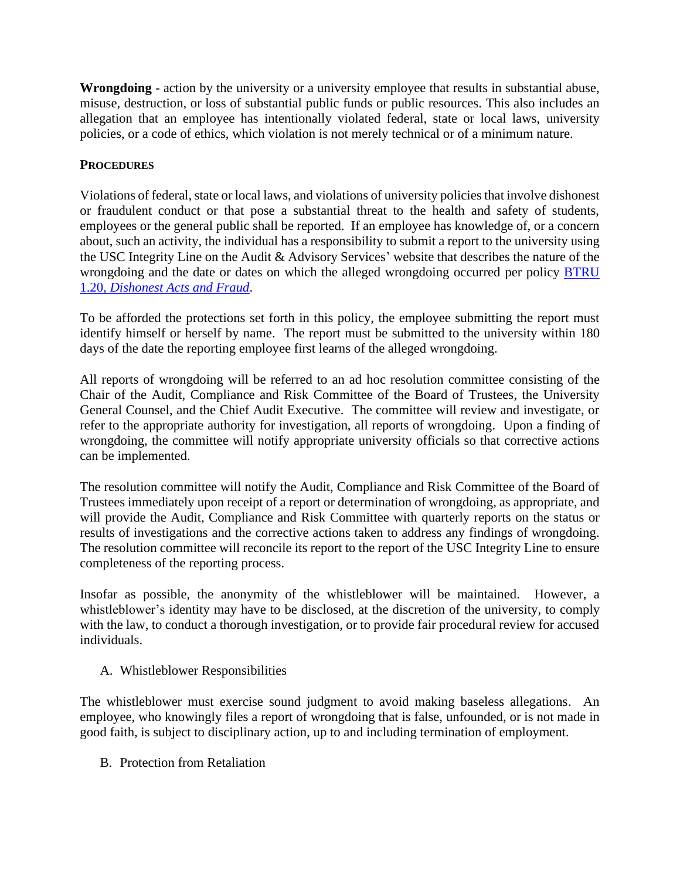**Wrongdoing -** action by the university or a university employee that results in substantial abuse, misuse, destruction, or loss of substantial public funds or public resources. This also includes an allegation that an employee has intentionally violated federal, state or local laws, university policies, or a code of ethics, which violation is not merely technical or of a minimum nature.

**PROCEDURES**

Violations of federal, state or local laws, and violations of university policies that involve dishonest or fraudulent conduct or that pose a substantial threat to the health and safety of students, employees or the general public shall be reported. If an employee has knowledge of, or a concern about, such an activity, the individual has a responsibility to submit a report to the university using the USC Integrity Line on the Audit & Advisory Services' website that describes the nature of the wrongdoing and the date or dates on which the alleged wrongdoing occurred per policy [BTRU 1.20, *Dishonest Acts and Fraud*](BTRU 1.20).

To be afforded the protections set forth in this policy, the employee submitting the report must identify himself or herself by name. The report must be submitted to the university within 180 days of the date the reporting employee first learns of the alleged wrongdoing.

All reports of wrongdoing will be referred to an ad hoc resolution committee consisting of the Chair of the Audit, Compliance and Risk Committee of the Board of Trustees, the University General Counsel, and the Chief Audit Executive. The committee will review and investigate, or refer to the appropriate authority for investigation, all reports of wrongdoing. Upon a finding of wrongdoing, the committee will notify appropriate university officials so that corrective actions can be implemented.

The resolution committee will notify the Audit, Compliance and Risk Committee of the Board of Trustees immediately upon receipt of a report or determination of wrongdoing, as appropriate, and will provide the Audit, Compliance and Risk Committee with quarterly reports on the status or results of investigations and the corrective actions taken to address any findings of wrongdoing. The resolution committee will reconcile its report to the report of the USC Integrity Line to ensure completeness of the reporting process.

Insofar as possible, the anonymity of the whistleblower will be maintained. However, a whistleblower's identity may have to be disclosed, at the discretion of the university, to comply with the law, to conduct a thorough investigation, or to provide fair procedural review for accused individuals.

A. Whistleblower Responsibilities

The whistleblower must exercise sound judgment to avoid making baseless allegations. An employee, who knowingly files a report of wrongdoing that is false, unfounded, or is not made in good faith, is subject to disciplinary action, up to and including termination of employment.

B. Protection from Retaliation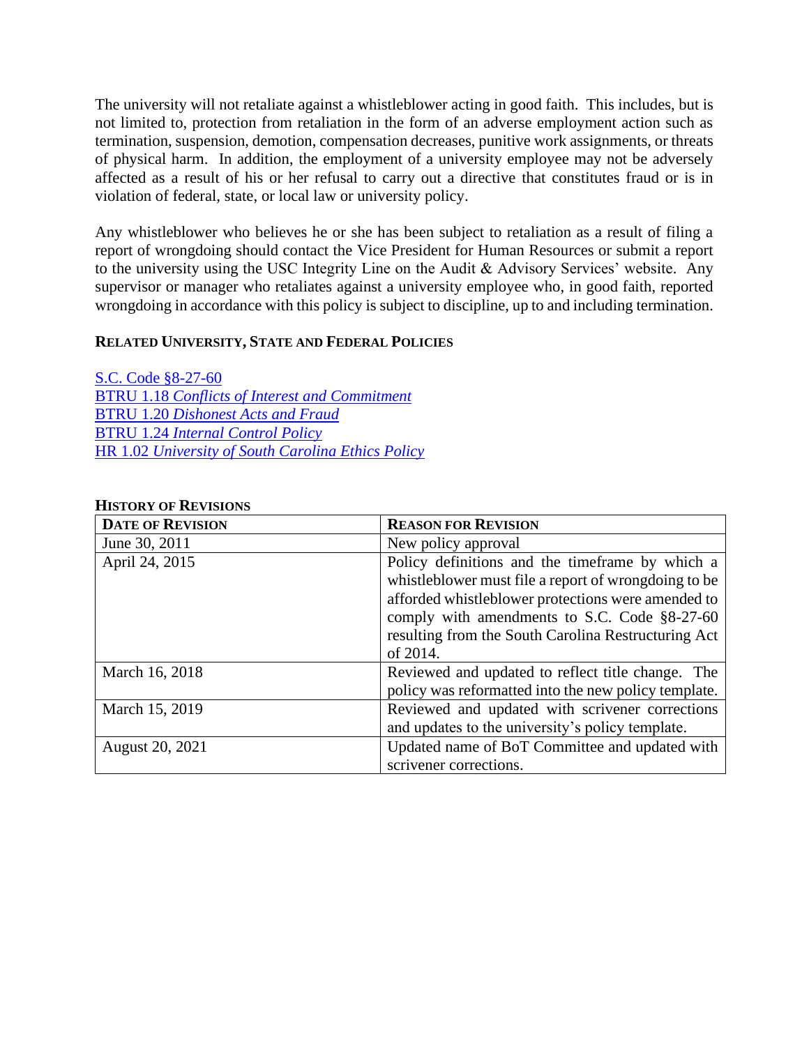The university will not retaliate against a whistleblower acting in good faith. This includes, but is not limited to, protection from retaliation in the form of an adverse employment action such as termination, suspension, demotion, compensation decreases, punitive work assignments, or threats of physical harm. In addition, the employment of a university employee may not be adversely affected as a result of his or her refusal to carry out a directive that constitutes fraud or is in violation of federal, state, or local law or university policy.

Any whistleblower who believes he or she has been subject to retaliation as a result of filing a report of wrongdoing should contact the Vice President for Human Resources or submit a report to the university using the USC Integrity Line on the Audit & Advisory Services' website. Any supervisor or manager who retaliates against a university employee who, in good faith, reported wrongdoing in accordance with this policy is subject to discipline, up to and including termination.

## RELATED UNIVERSITY, STATE AND FEDERAL POLICIES

S.C. Code §8-27-60
BTRU 1.18 *Conflicts of Interest and Commitment*
BTRU 1.20 *Dishonest Acts and Fraud*
BTRU 1.24 *Internal Control Policy*
HR 1.02 *University of South Carolina Ethics Policy*

## HISTORY OF REVISIONS

| DATE OF REVISION | REASON FOR REVISION |
|---|---|
| June 30, 2011 | New policy approval |
| April 24, 2015 | Policy definitions and the timeframe by which a whistleblower must file a report of wrongdoing to be afforded whistleblower protections were amended to comply with amendments to S.C. Code §8-27-60 resulting from the South Carolina Restructuring Act of 2014. |
| March 16, 2018 | Reviewed and updated to reflect title change. The policy was reformatted into the new policy template. |
| March 15, 2019 | Reviewed and updated with scrivener corrections and updates to the university's policy template. |
| August 20, 2021 | Updated name of BoT Committee and updated with scrivener corrections. |